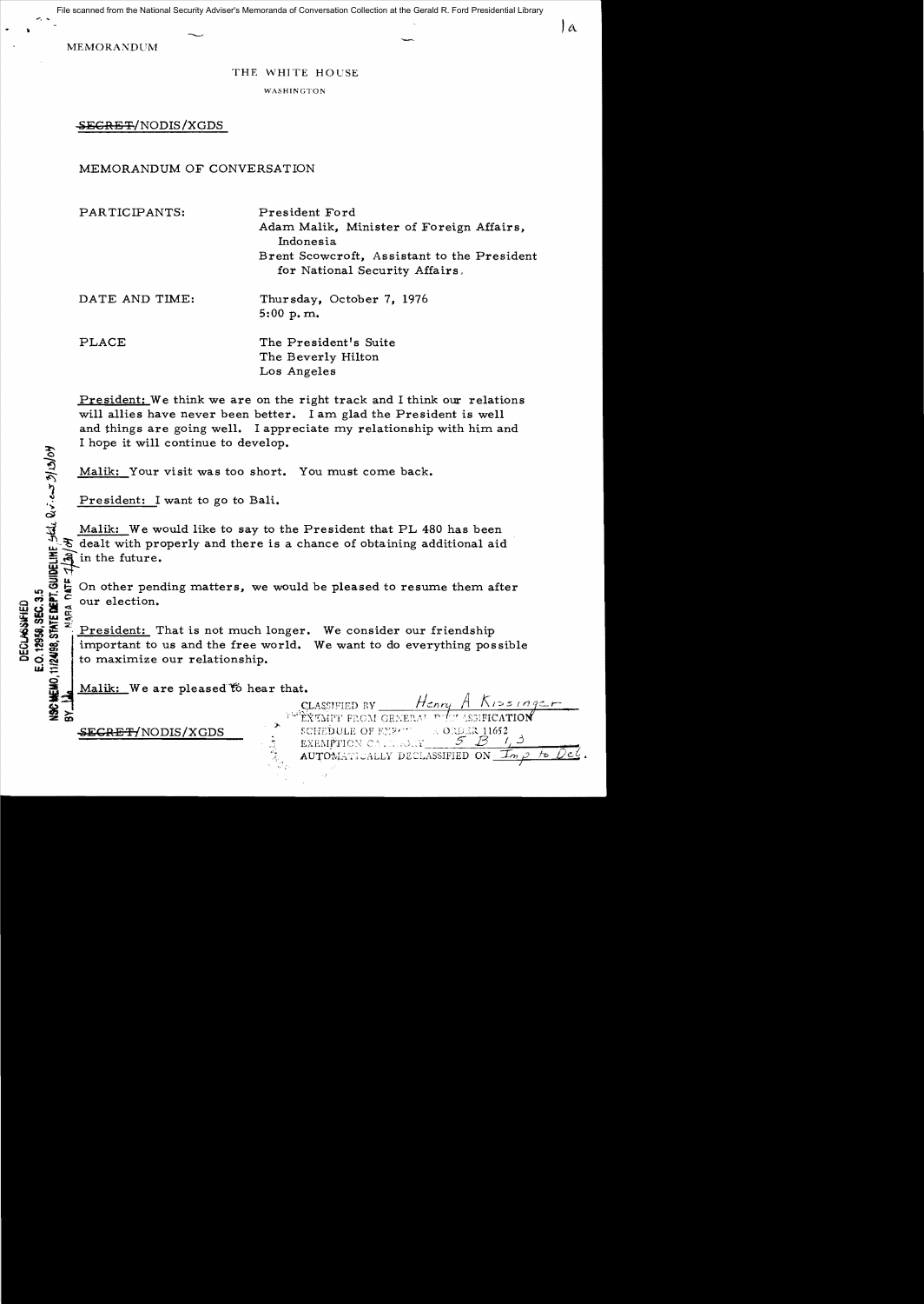File scanned from the National Security Adviser's Memoranda of Conversation Collection at the Gerald R. Ford Presidential Library

MEMORANDUM

THE WHITE HOUSE

WASHINGTON

~~SECRET~~/NODIS/XGDS

MEMORANDUM OF CONVERSATION

PARTICIPANTS: President Ford
Adam Malik, Minister of Foreign Affairs, Indonesia
Brent Scowcroft, Assistant to the President for National Security Affairs.

DATE AND TIME: Thursday, October 7, 1976
5:00 p.m.

PLACE: The President's Suite
The Beverly Hilton
Los Angeles

President: We think we are on the right track and I think our relations will allies have never been better. I am glad the President is well and things are going well. I appreciate my relationship with him and I hope it will continue to develop.

Malik: Your visit was too short. You must come back.

President: I want to go to Bali.

Malik: We would like to say to the President that PL 480 has been dealt with properly and there is a chance of obtaining additional aid in the future.

On other pending matters, we would be pleased to resume them after our election.

President: That is not much longer. We consider our friendship important to us and the free world. We want to do everything possible to maximize our relationship.

Malik: We are pleased to hear that.

~~SECRET~~/NODIS/XGDS

CLASSIFIED BY Henry A Kissinger
EXEMPT FROM GENERAL DECLASSIFICATION
SCHEDULE OF EXECUTIVE ORDER 11652
EXEMPTION CATEGORY 5 B 1, 3
AUTOMATICALLY DECLASSIFIED ON Imp to Det.

DECLASSIFIED
E.O. 12958, SEC. 3.5
NSC MEMO, 11/24/98, STATE DEPT. GUIDELINES State Rev. 3/13/04
BY ___ NARA DATE 7/30/04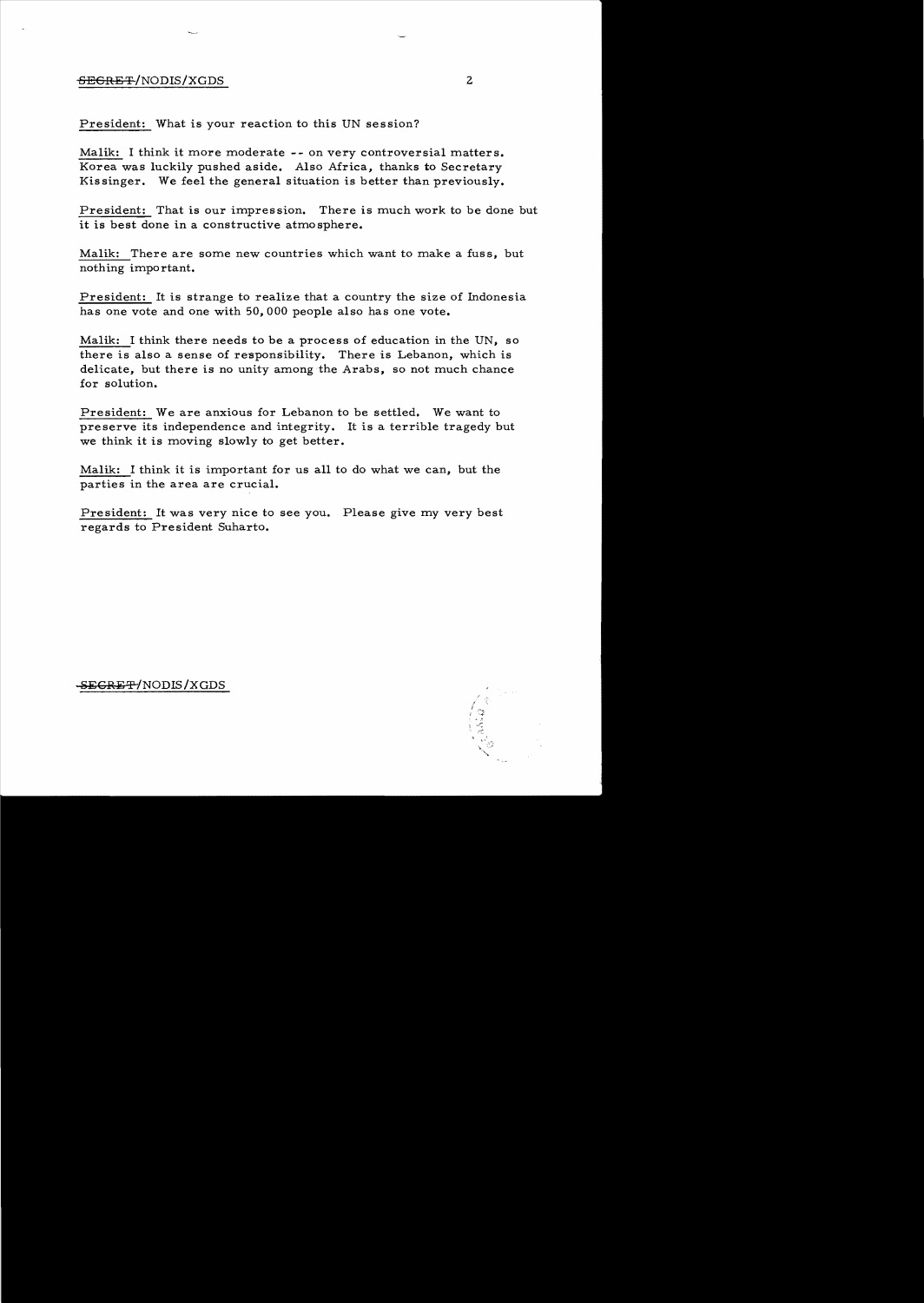President: What is your reaction to this UN session?

Malik: I think it more moderate -- on very controversial matters. Korea was luckily pushed aside. Also Africa, thanks to Secretary Kissinger. We feel the general situation is better than previously.

President: That is our impression. There is much work to be done but it is best done in a constructive atmosphere.

Malik: There are some new countries which want to make a fuss, but nothing important.

President: It is strange to realize that a country the size of Indonesia has one vote and one with 50,000 people also has one vote.

Malik: I think there needs to be a process of education in the UN, so there is also a sense of responsibility. There is Lebanon, which is delicate, but there is no unity among the Arabs, so not much chance for solution.

President: We are anxious for Lebanon to be settled. We want to preserve its independence and integrity. It is a terrible tragedy but we think it is moving slowly to get better.

Malik: I think it is important for us all to do what we can, but the parties in the area are crucial.

President: It was very nice to see you. Please give my very best regards to President Suharto.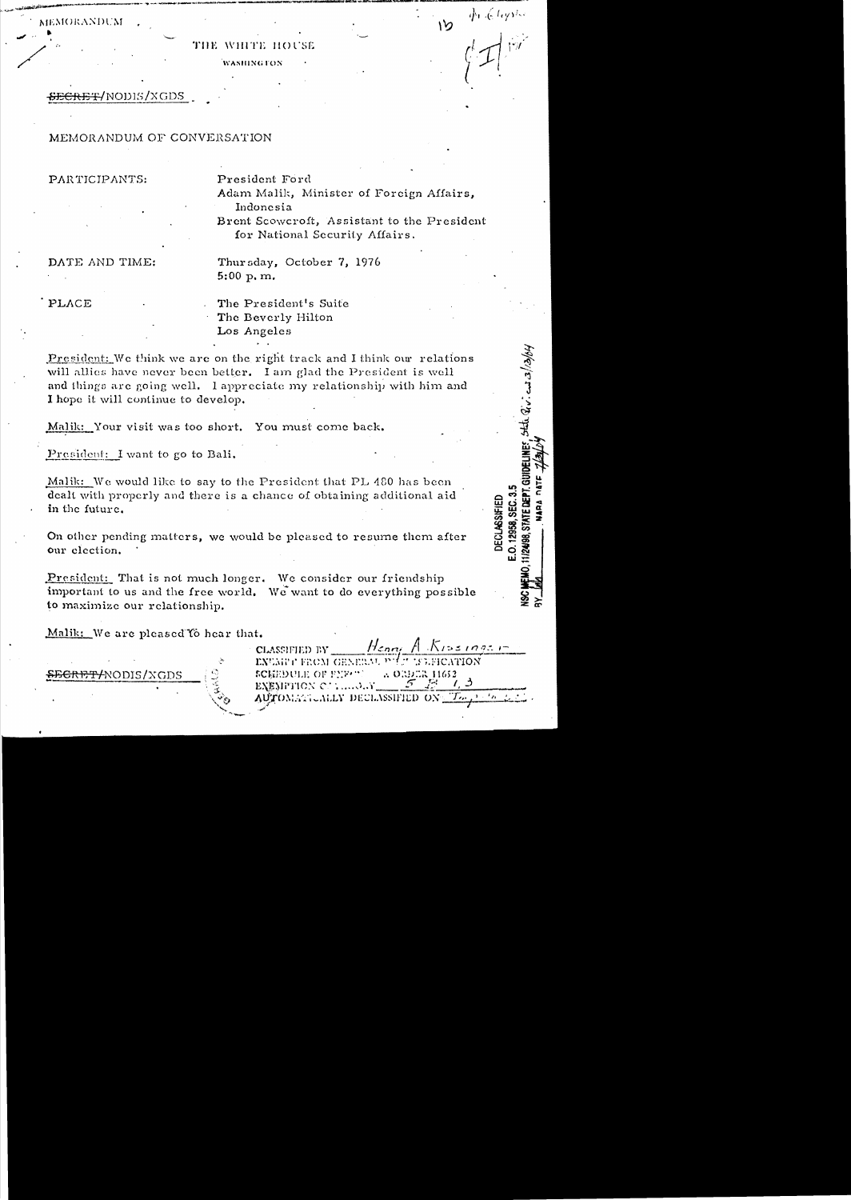MEMORANDUM

THE WHITE HOUSE

WASHINGTON

~~SECRET~~/NODIS/XGDS

MEMORANDUM OF CONVERSATION

PARTICIPANTS: President Ford
Adam Malik, Minister of Foreign Affairs, Indonesia
Brent Scowcroft, Assistant to the President for National Security Affairs.

DATE AND TIME: Thursday, October 7, 1976
5:00 p.m.

PLACE: The President's Suite
The Beverly Hilton
Los Angeles

President: We think we are on the right track and I think our relations will allies have never been better. I am glad the President is well and things are going well. I appreciate my relationship with him and I hope it will continue to develop.

Malik: Your visit was too short. You must come back.

President: I want to go to Bali.

Malik: We would like to say to the President that PL 480 has been dealt with properly and there is a chance of obtaining additional aid in the future.

On other pending matters, we would be pleased to resume them after our election.

President: That is not much longer. We consider our friendship important to us and the free world. We want to do everything possible to maximize our relationship.

Malik: We are pleased to hear that.

DECLASSIFIED
E.O. 12958, SEC. 3.5
NSC MEMO, 11/24/98, STATE DEPT. GUIDELINES

CLASSIFIED BY Henry A. Kissinger
EXEMPT FROM GENERAL DECLASSIFICATION
SCHEDULE OF EXECUTIVE ORDER 11652
EXEMPTION CATEGORY 5 (B) 1, 3
AUTOMATICALLY DECLASSIFIED ON Imp. to det.

~~SECRET~~/NODIS/XGDS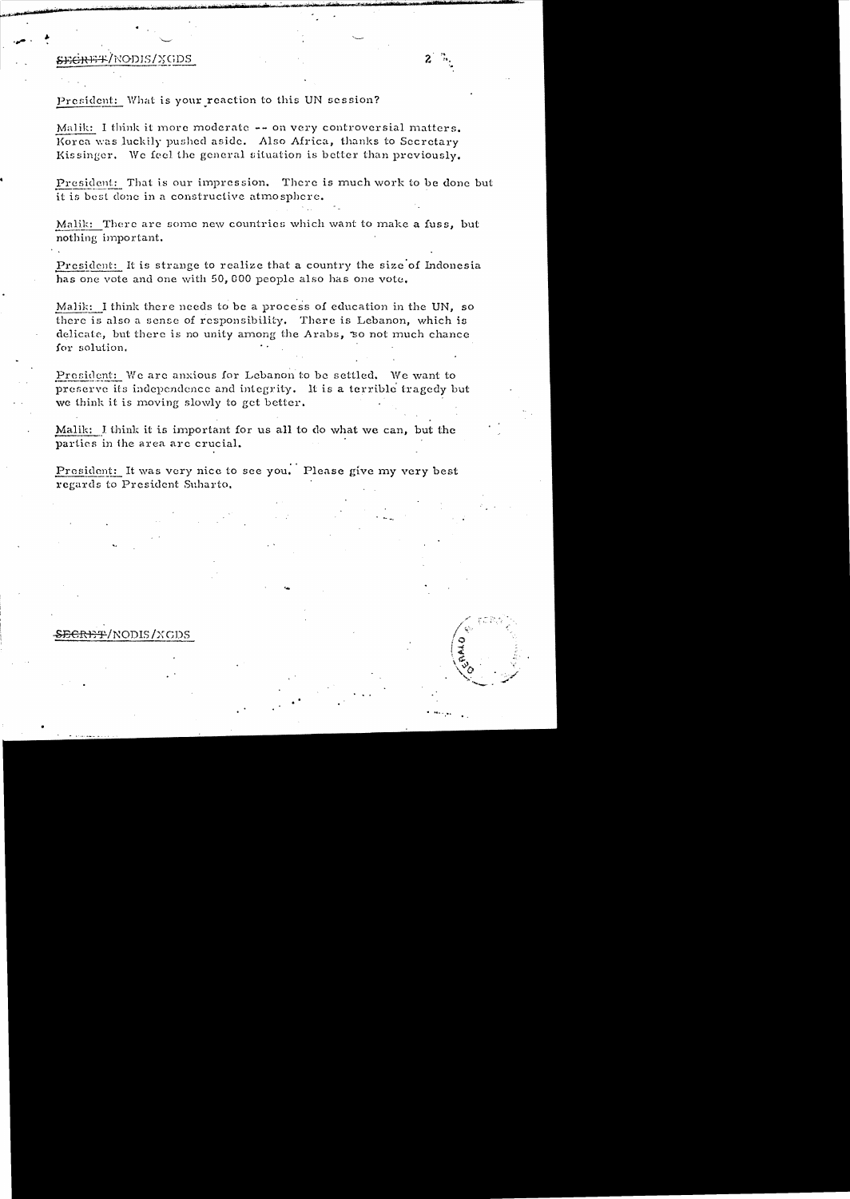President: What is your reaction to this UN session?

Malik: I think it more moderate -- on very controversial matters. Korea was luckily pushed aside. Also Africa, thanks to Secretary Kissinger. We feel the general situation is better than previously.

President: That is our impression. There is much work to be done but it is best done in a constructive atmosphere.

Malik: There are some new countries which want to make a fuss, but nothing important.

President: It is strange to realize that a country the size of Indonesia has one vote and one with 50,000 people also has one vote.

Malik: I think there needs to be a process of education in the UN, so there is also a sense of responsibility. There is Lebanon, which is delicate, but there is no unity among the Arabs, so not much chance for solution.

President: We are anxious for Lebanon to be settled. We want to preserve its independence and integrity. It is a terrible tragedy but we think it is moving slowly to get better.

Malik: I think it is important for us all to do what we can, but the parties in the area are crucial.

President: It was very nice to see you. Please give my very best regards to President Suharto.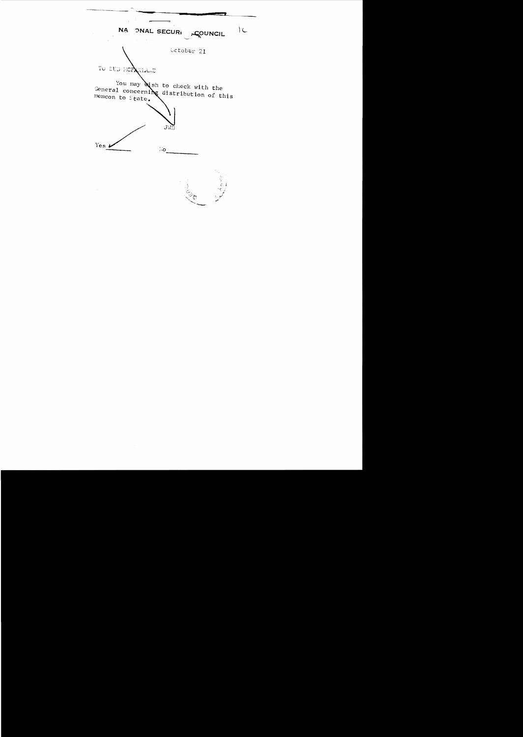NATIONAL SECURITY COUNCIL

1c

October 21

TO BUD MCFARLANE

You may wish to check with the General concerning distribution of this memcon to State.

JWD

Yes ✓ No \_\_\_\_\_\_\_\_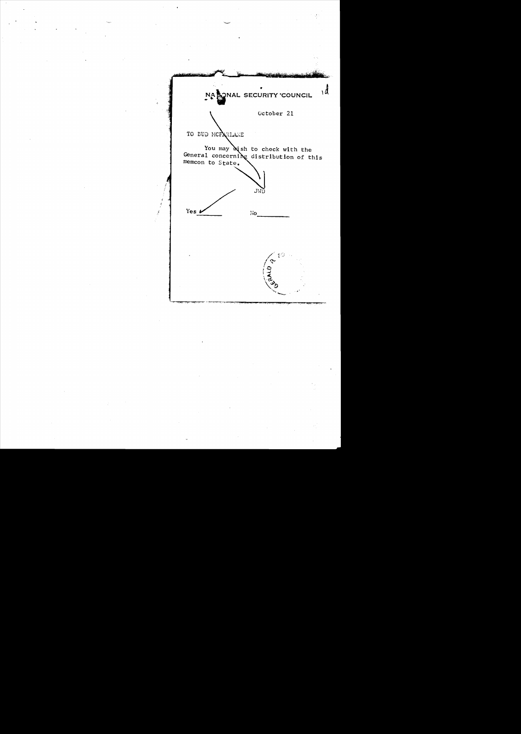# NATIONAL SECURITY COUNCIL

October 21

TO BUD MCFARLANE

You may wish to check with the General concerning distribution of this memcon to State.

JWD

Yes ✓ No\_\_\_\_\_\_\_\_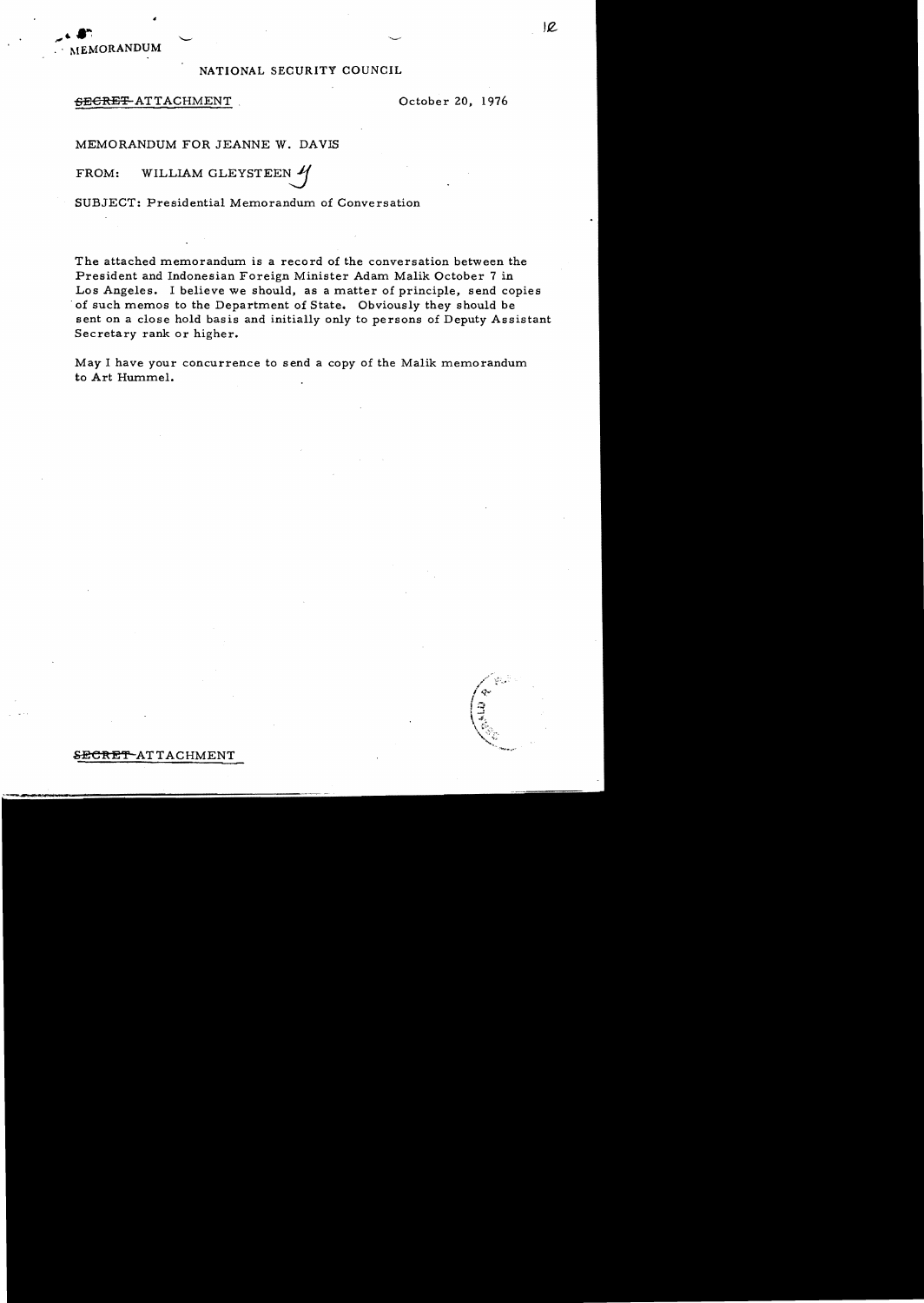MEMORANDUM

NATIONAL SECURITY COUNCIL

~~SECRET~~ ATTACHMENT

October 20, 1976

MEMORANDUM FOR JEANNE W. DAVIS

FROM: WILLIAM GLEYSTEEN

SUBJECT: Presidential Memorandum of Conversation

The attached memorandum is a record of the conversation between the President and Indonesian Foreign Minister Adam Malik October 7 in Los Angeles. I believe we should, as a matter of principle, send copies of such memos to the Department of State. Obviously they should be sent on a close hold basis and initially only to persons of Deputy Assistant Secretary rank or higher.

May I have your concurrence to send a copy of the Malik memorandum to Art Hummel.

~~SECRET~~ ATTACHMENT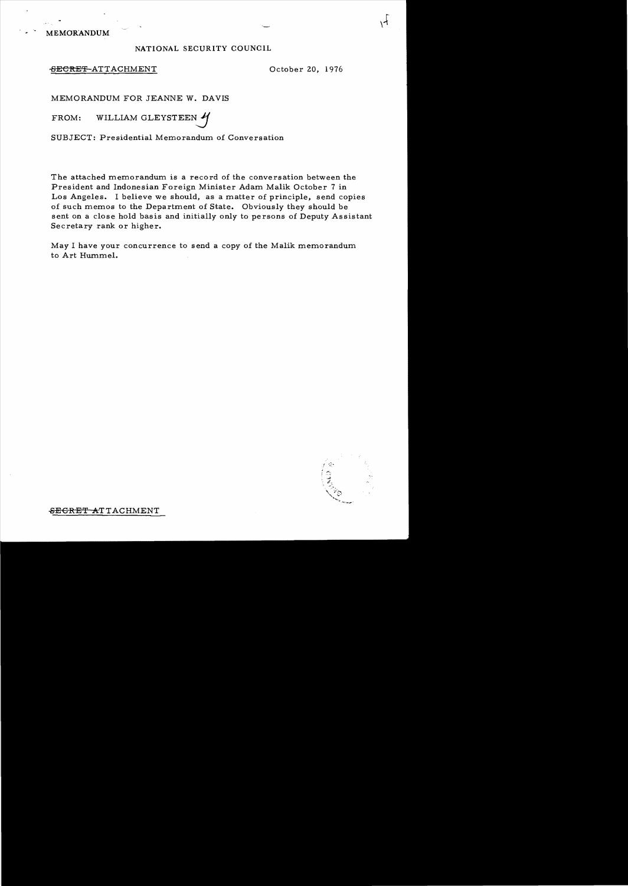MEMORANDUM

NATIONAL SECURITY COUNCIL

~~SECRET~~ ATTACHMENT

October 20, 1976

MEMORANDUM FOR JEANNE W. DAVIS

FROM: WILLIAM GLEYSTEEN

SUBJECT: Presidential Memorandum of Conversation

The attached memorandum is a record of the conversation between the President and Indonesian Foreign Minister Adam Malik October 7 in Los Angeles. I believe we should, as a matter of principle, send copies of such memos to the Department of State. Obviously they should be sent on a close hold basis and initially only to persons of Deputy Assistant Secretary rank or higher.

May I have your concurrence to send a copy of the Malik memorandum to Art Hummel.

~~SECRET~~ ATTACHMENT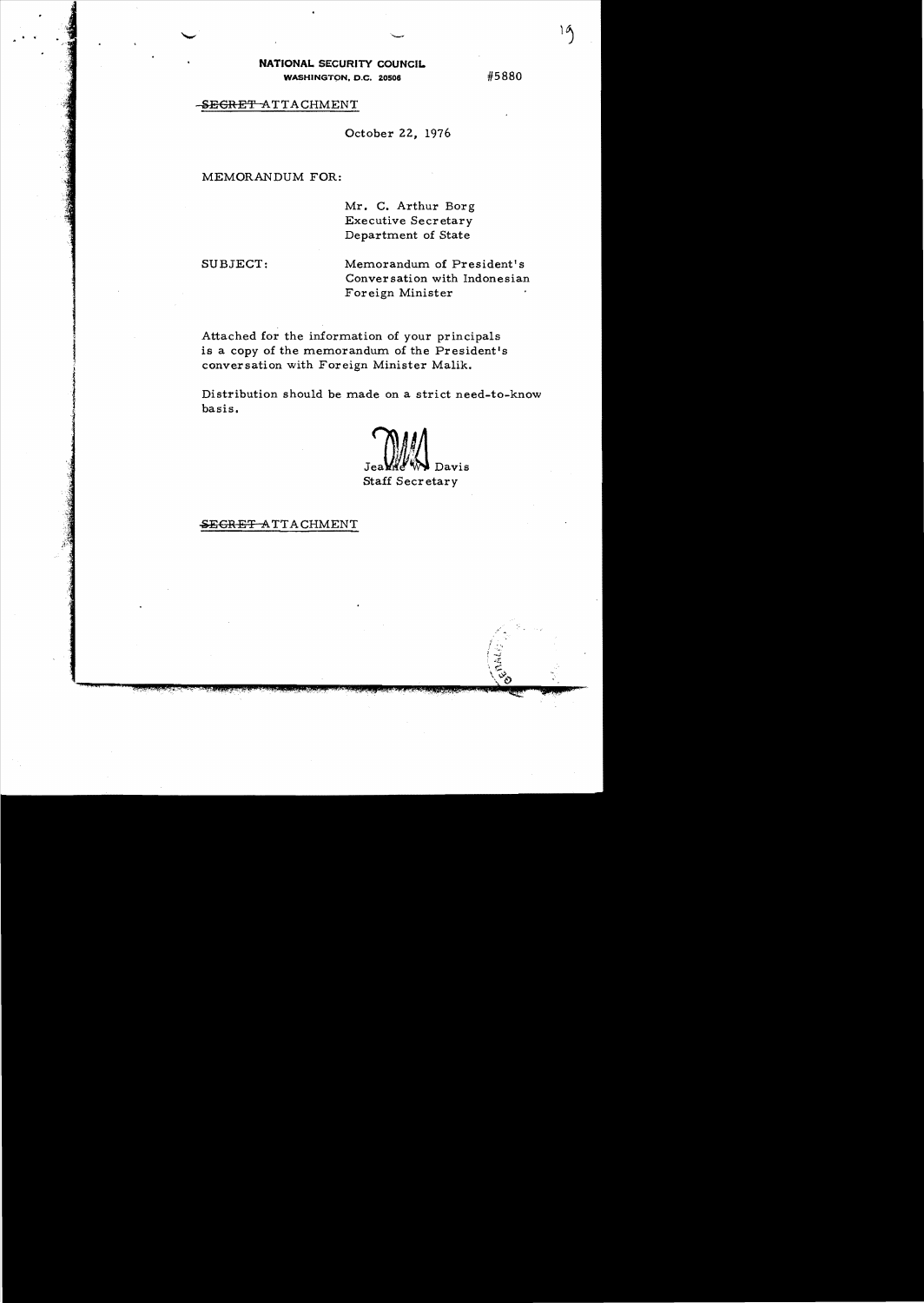**NATIONAL SECURITY COUNCIL**
**WASHINGTON, D.C. 20506**

#5880

~~SECRET~~ ATTACHMENT

October 22, 1976

MEMORANDUM FOR:

Mr. C. Arthur Borg
Executive Secretary
Department of State

SUBJECT: Memorandum of President's Conversation with Indonesian Foreign Minister

Attached for the information of your principals is a copy of the memorandum of the President's conversation with Foreign Minister Malik.

Distribution should be made on a strict need-to-know basis.

Jeanne W. Davis
Staff Secretary

~~SECRET~~ ATTACHMENT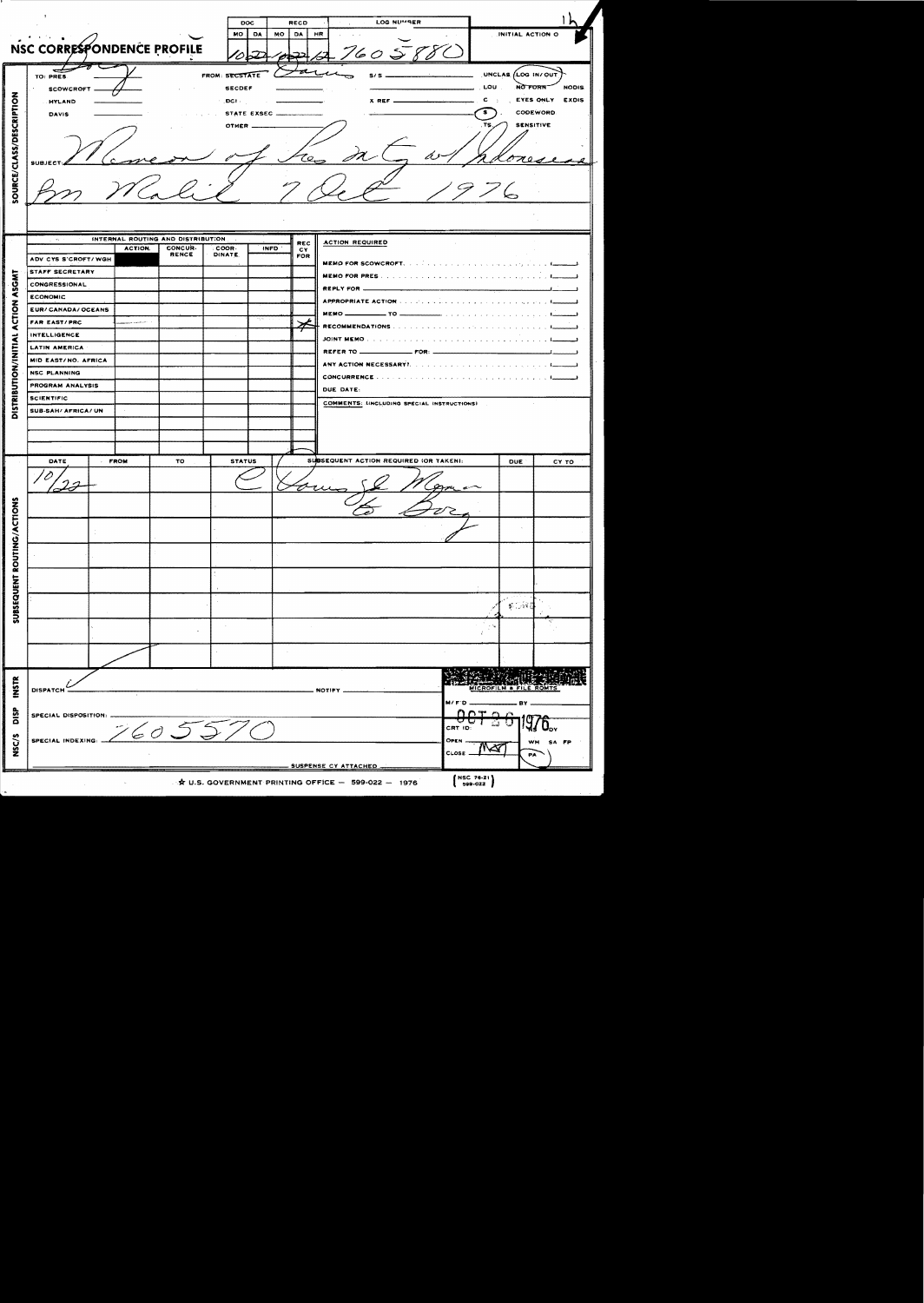# NSC CORRESPONDENCE PROFILE

| DOC MO | DOC DA | RECD MO | RECD DA | RECD HR | LOG NUMBER | INITIAL ACTION O |
|---|---|---|---|---|---|---|
| 10 | 22 | 10 | 22 | 12 | 7605880 | |

## SOURCE/CLASS/DESCRIPTION

TO: PRES ✓ / SCOWCROFT ✓ / HYLAND / DAVIS

FROM: SECSTATE — Davis

S/S ____ X REF ____

UNCLAS (LOG IN/OUT) — LOU — NO FORN — NODIS — C — EYES ONLY — EXDIS — (S) — CODEWORD — TS — SENSITIVE

SUBJECT: Memcon of Pres mtg w/ Indonesian Fm Malik 7 Oct 1976

## DISTRIBUTION/INITIAL ACTION ASGMT

| INTERNAL ROUTING AND DISTRIBUTION | ACTION | CONCUR-RENCE | COOR-DINATE | INFO | REC CY FOR |
|---|---|---|---|---|---|
| ADV CYS S'CROFT/WGH | ■ | | | | |
| STAFF SECRETARY | | | | | |
| CONGRESSIONAL | | | | | |
| ECONOMIC | | | | | |
| EUR/CANADA/OCEANS | | | | | |
| FAR EAST/PRC | — | | | | |
| INTELLIGENCE | | | | | |
| LATIN AMERICA | | | | | |
| MID EAST/NO. AFRICA | | | | | |
| NSC PLANNING | | | | | |
| PROGRAM ANALYSIS | | | | | |
| SCIENTIFIC | | | | | |
| SUB-SAH/AFRICA/UN | | | | | |

ACTION REQUIRED

- MEMO FOR SCOWCROFT
- MEMO FOR PRES
- REPLY FOR
- APPROPRIATE ACTION
- MEMO ____ TO ____
- RECOMMENDATIONS
- JOINT MEMO
- REFER TO ____ FOR: ____
- ANY ACTION NECESSARY?
- CONCURRENCE

DUE DATE:

COMMENTS: (INCLUDING SPECIAL INSTRUCTIONS)

## SUBSEQUENT ROUTING/ACTIONS

| DATE | FROM | TO | STATUS | SUBSEQUENT ACTION REQUIRED (OR TAKEN): | DUE | CY TO |
|---|---|---|---|---|---|---|
| 10/22 | | | C | Davis 5 Memo to Borg | | |

## INSTR / DISP / NSC/S

DISPATCH ✓ ____ NOTIFY ____

SPECIAL DISPOSITION: ____

SPECIAL INDEXING: 7605570

SUSPENSE CY ATTACHED ____

MICROFILM & FILE RQMTS — M/F'D ____ BY ____ — CRT ID: OCT 26 1976 — OPEN ____ CLOSE MW — WH SA FP PA

★ U.S. GOVERNMENT PRINTING OFFICE — 599-022 — 1976

(NSC 76-21 599-022)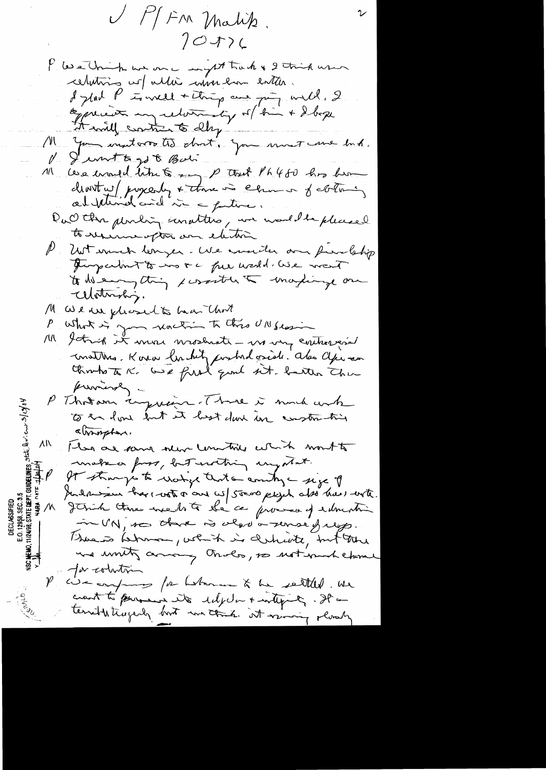V P/FM Malik.
10/7/76

P We think we are in good track & I think our relations w/ other countries are better. I glad P is well & things are going well. I appreciate my relationship w/ him & I hope it will continue to do so.

M You understand that, you must come back.

P I want to go to Bali.

M We would like to say P that PL480 has been dealt w/ properly & there is chance of obtaining additional aid in a future.

On other pending matters, we would be pleased to resume after an election.

P Not much longer. We consider our friendship important to us & a free world. We want to do everything possible to improve our relationship.

M We are pleased to hear that.

P What is your reaction to this UN session?

M I think it more moderate – no very controversial matters. Korea luckily postponed. Also Africa thanks to K. We feel good situation better than previously.

P That an impression. There is much work to be done but it best done in constructive atmosphere.

M There are some new countries which want to make a fuss, but nothing important.

P It strange to realize that a country size of Indonesia has 1 vote and us w/ 5000 people also has a vote.

M I think there needs to be a process of education in UN, so there is also a sense of responsibility. There is Lebanon, which is delicate, but there no unity among Arabs, so not much chance for solution.

P We are for Lebanon to be settled. We want to preserve its independence & integrity. It a terrible tragedy but we think it moving slowly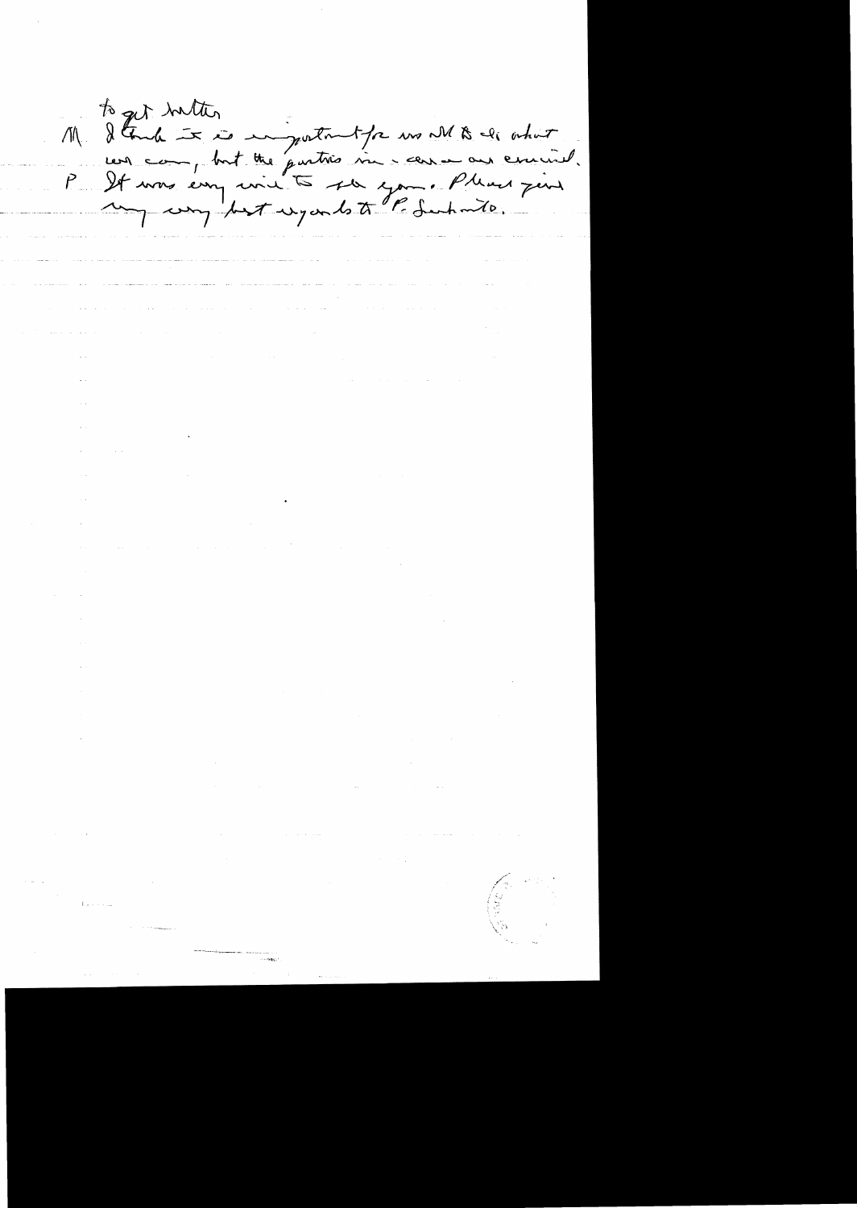to get better

M I think it is important for us all to do what we can, but the parties in conflict are crucial.

P It was very nice to see you. Please give my very best regards to P. Suharto.